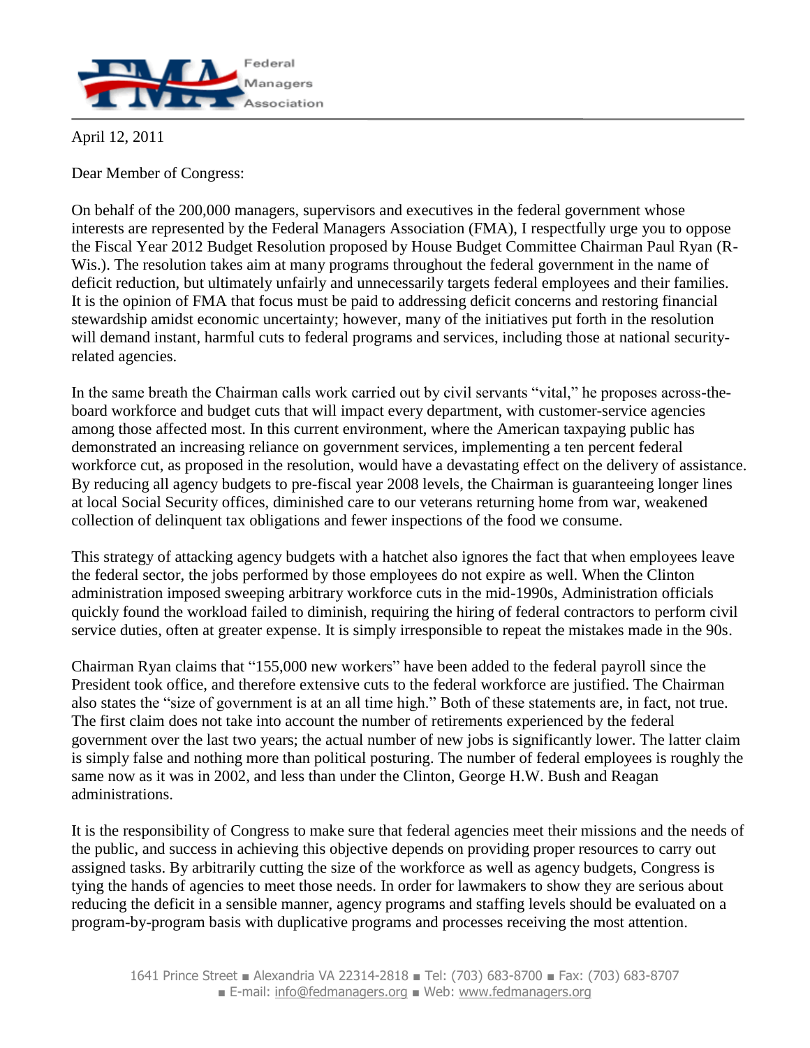Federal Managers Association

April 12, 2011

Dear Member of Congress:

On behalf of the 200,000 managers, supervisors and executives in the federal government whose interests are represented by the Federal Managers Association (FMA), I respectfully urge you to oppose the Fiscal Year 2012 Budget Resolution proposed by House Budget Committee Chairman Paul Ryan (R-Wis.). The resolution takes aim at many programs throughout the federal government in the name of deficit reduction, but ultimately unfairly and unnecessarily targets federal employees and their families. It is the opinion of FMA that focus must be paid to addressing deficit concerns and restoring financial stewardship amidst economic uncertainty; however, many of the initiatives put forth in the resolution will demand instant, harmful cuts to federal programs and services, including those at national security-related agencies.

In the same breath the Chairman calls work carried out by civil servants "vital," he proposes across-the-board workforce and budget cuts that will impact every department, with customer-service agencies among those affected most. In this current environment, where the American taxpaying public has demonstrated an increasing reliance on government services, implementing a ten percent federal workforce cut, as proposed in the resolution, would have a devastating effect on the delivery of assistance. By reducing all agency budgets to pre-fiscal year 2008 levels, the Chairman is guaranteeing longer lines at local Social Security offices, diminished care to our veterans returning home from war, weakened collection of delinquent tax obligations and fewer inspections of the food we consume.

This strategy of attacking agency budgets with a hatchet also ignores the fact that when employees leave the federal sector, the jobs performed by those employees do not expire as well. When the Clinton administration imposed sweeping arbitrary workforce cuts in the mid-1990s, Administration officials quickly found the workload failed to diminish, requiring the hiring of federal contractors to perform civil service duties, often at greater expense. It is simply irresponsible to repeat the mistakes made in the 90s.

Chairman Ryan claims that "155,000 new workers" have been added to the federal payroll since the President took office, and therefore extensive cuts to the federal workforce are justified. The Chairman also states the "size of government is at an all time high." Both of these statements are, in fact, not true. The first claim does not take into account the number of retirements experienced by the federal government over the last two years; the actual number of new jobs is significantly lower. The latter claim is simply false and nothing more than political posturing. The number of federal employees is roughly the same now as it was in 2002, and less than under the Clinton, George H.W. Bush and Reagan administrations.

It is the responsibility of Congress to make sure that federal agencies meet their missions and the needs of the public, and success in achieving this objective depends on providing proper resources to carry out assigned tasks. By arbitrarily cutting the size of the workforce as well as agency budgets, Congress is tying the hands of agencies to meet those needs. In order for lawmakers to show they are serious about reducing the deficit in a sensible manner, agency programs and staffing levels should be evaluated on a program-by-program basis with duplicative programs and processes receiving the most attention.

1641 Prince Street ■ Alexandria VA 22314-2818 ■ Tel: (703) 683-8700 ■ Fax: (703) 683-8707 ■ E-mail: info@fedmanagers.org ■ Web: www.fedmanagers.org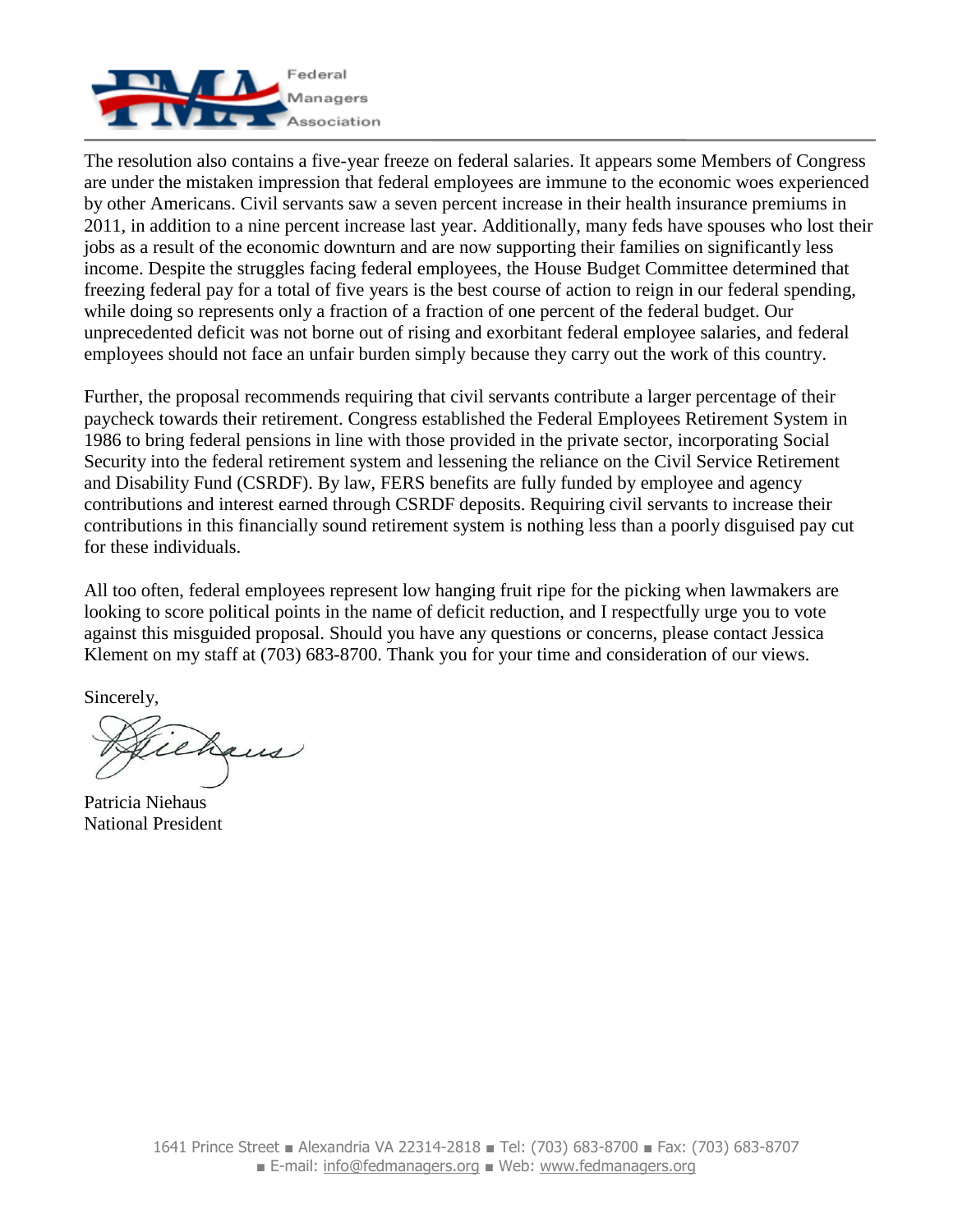The resolution also contains a five-year freeze on federal salaries. It appears some Members of Congress are under the mistaken impression that federal employees are immune to the economic woes experienced by other Americans. Civil servants saw a seven percent increase in their health insurance premiums in 2011, in addition to a nine percent increase last year. Additionally, many feds have spouses who lost their jobs as a result of the economic downturn and are now supporting their families on significantly less income. Despite the struggles facing federal employees, the House Budget Committee determined that freezing federal pay for a total of five years is the best course of action to reign in our federal spending, while doing so represents only a fraction of a fraction of one percent of the federal budget. Our unprecedented deficit was not borne out of rising and exorbitant federal employee salaries, and federal employees should not face an unfair burden simply because they carry out the work of this country.

Further, the proposal recommends requiring that civil servants contribute a larger percentage of their paycheck towards their retirement. Congress established the Federal Employees Retirement System in 1986 to bring federal pensions in line with those provided in the private sector, incorporating Social Security into the federal retirement system and lessening the reliance on the Civil Service Retirement and Disability Fund (CSRDF). By law, FERS benefits are fully funded by employee and agency contributions and interest earned through CSRDF deposits. Requiring civil servants to increase their contributions in this financially sound retirement system is nothing less than a poorly disguised pay cut for these individuals.

All too often, federal employees represent low hanging fruit ripe for the picking when lawmakers are looking to score political points in the name of deficit reduction, and I respectfully urge you to vote against this misguided proposal. Should you have any questions or concerns, please contact Jessica Klement on my staff at (703) 683-8700. Thank you for your time and consideration of our views.

Sincerely,

Patricia Niehaus
National President